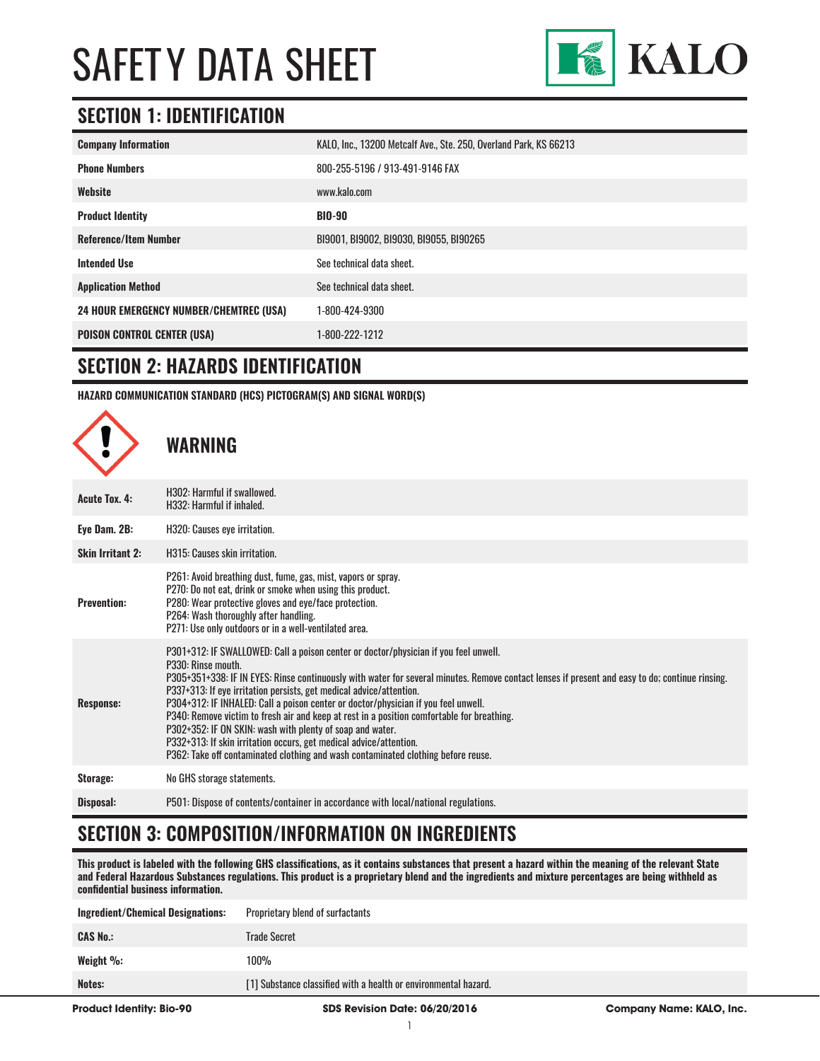# SAFETY DATA SHEET

KALO

## SECTION 1: IDENTIFICATION

| | |
|---|---|
| **Company Information** | KALO, Inc., 13200 Metcalf Ave., Ste. 250, Overland Park, KS 66213 |
| **Phone Numbers** | 800-255-5196 / 913-491-9146 FAX |
| **Website** | www.kalo.com |
| **Product Identity** | **BIO-90** |
| **Reference/Item Number** | BI9001, BI9002, BI9030, BI9055, BI90265 |
| **Intended Use** | See technical data sheet. |
| **Application Method** | See technical data sheet. |
| **24 HOUR EMERGENCY NUMBER/CHEMTREC (USA)** | 1-800-424-9300 |
| **POISON CONTROL CENTER (USA)** | 1-800-222-1212 |

## SECTION 2: HAZARDS IDENTIFICATION

**HAZARD COMMUNICATION STANDARD (HCS) PICTOGRAM(S) AND SIGNAL WORD(S)**

**WARNING**

| | |
|---|---|
| **Acute Tox. 4:** | H302: Harmful if swallowed.<br>H332: Harmful if inhaled. |
| **Eye Dam. 2B:** | H320: Causes eye irritation. |
| **Skin Irritant 2:** | H315: Causes skin irritation. |
| **Prevention:** | P261: Avoid breathing dust, fume, gas, mist, vapors or spray.<br>P270: Do not eat, drink or smoke when using this product.<br>P280: Wear protective gloves and eye/face protection.<br>P264: Wash thoroughly after handling.<br>P271: Use only outdoors or in a well-ventilated area. |
| **Response:** | P301+312: IF SWALLOWED: Call a poison center or doctor/physician if you feel unwell.<br>P330: Rinse mouth.<br>P305+351+338: IF IN EYES: Rinse continuously with water for several minutes. Remove contact lenses if present and easy to do; continue rinsing.<br>P337+313: If eye irritation persists, get medical advice/attention.<br>P304+312: IF INHALED: Call a poison center or doctor/physician if you feel unwell.<br>P340: Remove victim to fresh air and keep at rest in a position comfortable for breathing.<br>P302+352: IF ON SKIN: wash with plenty of soap and water.<br>P332+313: If skin irritation occurs, get medical advice/attention.<br>P362: Take off contaminated clothing and wash contaminated clothing before reuse. |
| **Storage:** | No GHS storage statements. |
| **Disposal:** | P501: Dispose of contents/container in accordance with local/national regulations. |

## SECTION 3: COMPOSITION/INFORMATION ON INGREDIENTS

**This product is labeled with the following GHS classifications, as it contains substances that present a hazard within the meaning of the relevant State and Federal Hazardous Substances regulations. This product is a proprietary blend and the ingredients and mixture percentages are being withheld as confidential business information.**

| | |
|---|---|
| **Ingredient/Chemical Designations:** | Proprietary blend of surfactants |
| **CAS No.:** | Trade Secret |
| **Weight %:** | 100% |
| **Notes:** | [1] Substance classified with a health or environmental hazard. |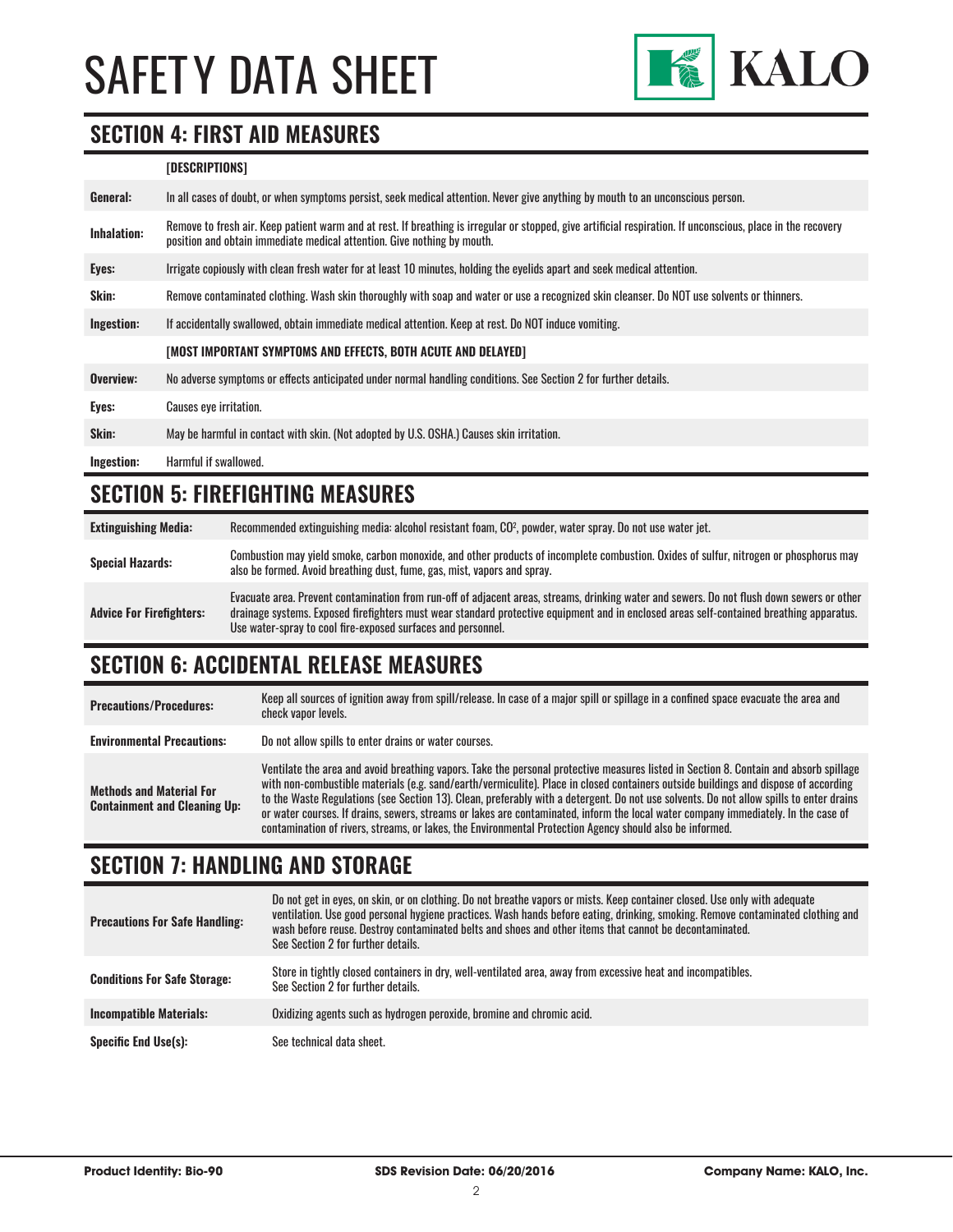## SECTION 4: FIRST AID MEASURES

| | [DESCRIPTIONS] |
|---|---|
| **General:** | In all cases of doubt, or when symptoms persist, seek medical attention. Never give anything by mouth to an unconscious person. |
| **Inhalation:** | Remove to fresh air. Keep patient warm and at rest. If breathing is irregular or stopped, give artificial respiration. If unconscious, place in the recovery position and obtain immediate medical attention. Give nothing by mouth. |
| **Eyes:** | Irrigate copiously with clean fresh water for at least 10 minutes, holding the eyelids apart and seek medical attention. |
| **Skin:** | Remove contaminated clothing. Wash skin thoroughly with soap and water or use a recognized skin cleanser. Do NOT use solvents or thinners. |
| **Ingestion:** | If accidentally swallowed, obtain immediate medical attention. Keep at rest. Do NOT induce vomiting. |
| | **[MOST IMPORTANT SYMPTOMS AND EFFECTS, BOTH ACUTE AND DELAYED]** |
| **Overview:** | No adverse symptoms or effects anticipated under normal handling conditions. See Section 2 for further details. |
| **Eyes:** | Causes eye irritation. |
| **Skin:** | May be harmful in contact with skin. (Not adopted by U.S. OSHA.) Causes skin irritation. |
| **Ingestion:** | Harmful if swallowed. |

## SECTION 5: FIREFIGHTING MEASURES

| | |
|---|---|
| **Extinguishing Media:** | Recommended extinguishing media: alcohol resistant foam, $CO^2$, powder, water spray. Do not use water jet. |
| **Special Hazards:** | Combustion may yield smoke, carbon monoxide, and other products of incomplete combustion. Oxides of sulfur, nitrogen or phosphorus may also be formed. Avoid breathing dust, fume, gas, mist, vapors and spray. |
| **Advice For Firefighters:** | Evacuate area. Prevent contamination from run-off of adjacent areas, streams, drinking water and sewers. Do not flush down sewers or other drainage systems. Exposed firefighters must wear standard protective equipment and in enclosed areas self-contained breathing apparatus. Use water-spray to cool fire-exposed surfaces and personnel. |

## SECTION 6: ACCIDENTAL RELEASE MEASURES

| | |
|---|---|
| **Precautions/Procedures:** | Keep all sources of ignition away from spill/release. In case of a major spill or spillage in a confined space evacuate the area and check vapor levels. |
| **Environmental Precautions:** | Do not allow spills to enter drains or water courses. |
| **Methods and Material For Containment and Cleaning Up:** | Ventilate the area and avoid breathing vapors. Take the personal protective measures listed in Section 8. Contain and absorb spillage with non-combustible materials (e.g. sand/earth/vermiculite). Place in closed containers outside buildings and dispose of according to the Waste Regulations (see Section 13). Clean, preferably with a detergent. Do not use solvents. Do not allow spills to enter drains or water courses. If drains, sewers, streams or lakes are contaminated, inform the local water company immediately. In the case of contamination of rivers, streams, or lakes, the Environmental Protection Agency should also be informed. |

## SECTION 7: HANDLING AND STORAGE

| | |
|---|---|
| **Precautions For Safe Handling:** | Do not get in eyes, on skin, or on clothing. Do not breathe vapors or mists. Keep container closed. Use only with adequate ventilation. Use good personal hygiene practices. Wash hands before eating, drinking, smoking. Remove contaminated clothing and wash before reuse. Destroy contaminated belts and shoes and other items that cannot be decontaminated. See Section 2 for further details. |
| **Conditions For Safe Storage:** | Store in tightly closed containers in dry, well-ventilated area, away from excessive heat and incompatibles. See Section 2 for further details. |
| **Incompatible Materials:** | Oxidizing agents such as hydrogen peroxide, bromine and chromic acid. |
| **Specific End Use(s):** | See technical data sheet. |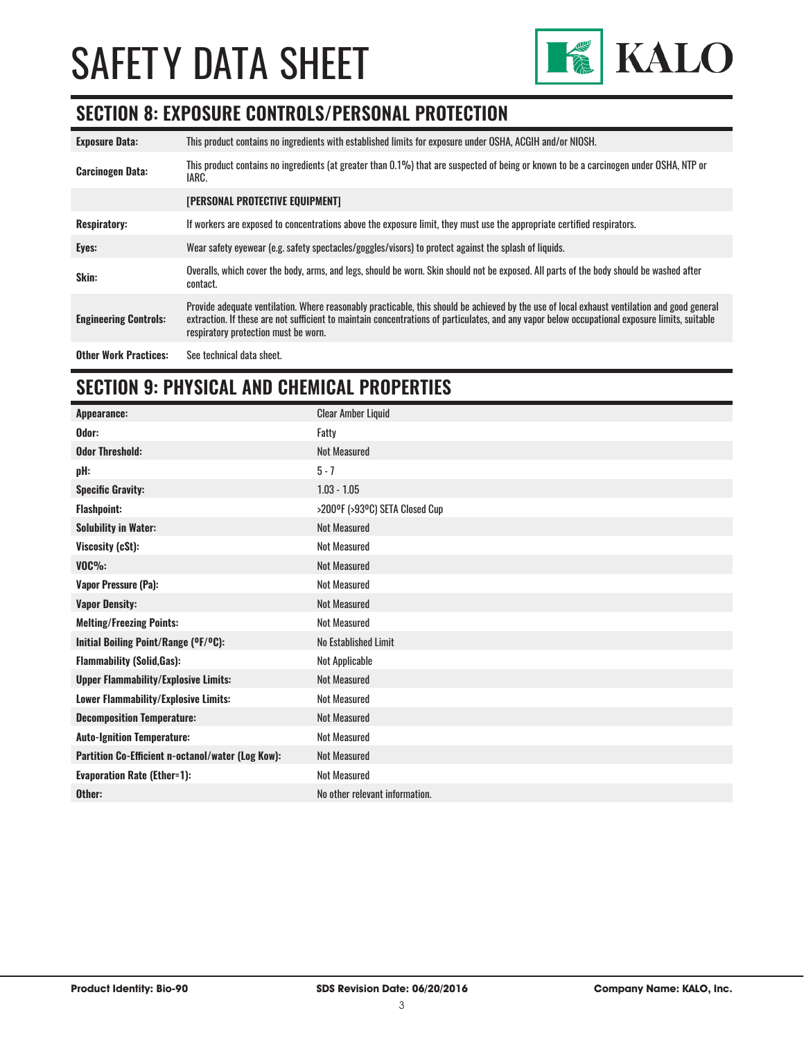## SECTION 8: EXPOSURE CONTROLS/PERSONAL PROTECTION

| | |
|---|---|
| **Exposure Data:** | This product contains no ingredients with established limits for exposure under OSHA, ACGIH and/or NIOSH. |
| **Carcinogen Data:** | This product contains no ingredients (at greater than 0.1%) that are suspected of being or known to be a carcinogen under OSHA, NTP or IARC. |
| | **[PERSONAL PROTECTIVE EQUIPMENT]** |
| **Respiratory:** | If workers are exposed to concentrations above the exposure limit, they must use the appropriate certified respirators. |
| **Eyes:** | Wear safety eyewear (e.g. safety spectacles/goggles/visors) to protect against the splash of liquids. |
| **Skin:** | Overalls, which cover the body, arms, and legs, should be worn. Skin should not be exposed. All parts of the body should be washed after contact. |
| **Engineering Controls:** | Provide adequate ventilation. Where reasonably practicable, this should be achieved by the use of local exhaust ventilation and good general extraction. If these are not sufficient to maintain concentrations of particulates, and any vapor below occupational exposure limits, suitable respiratory protection must be worn. |
| **Other Work Practices:** | See technical data sheet. |

## SECTION 9: PHYSICAL AND CHEMICAL PROPERTIES

| | |
|---|---|
| **Appearance:** | Clear Amber Liquid |
| **Odor:** | Fatty |
| **Odor Threshold:** | Not Measured |
| **pH:** | 5 - 7 |
| **Specific Gravity:** | 1.03 - 1.05 |
| **Flashpoint:** | >200ºF (>93ºC) SETA Closed Cup |
| **Solubility in Water:** | Not Measured |
| **Viscosity (cSt):** | Not Measured |
| **VOC%:** | Not Measured |
| **Vapor Pressure (Pa):** | Not Measured |
| **Vapor Density:** | Not Measured |
| **Melting/Freezing Points:** | Not Measured |
| **Initial Boiling Point/Range (ºF/ºC):** | No Established Limit |
| **Flammability (Solid,Gas):** | Not Applicable |
| **Upper Flammability/Explosive Limits:** | Not Measured |
| **Lower Flammability/Explosive Limits:** | Not Measured |
| **Decomposition Temperature:** | Not Measured |
| **Auto-Ignition Temperature:** | Not Measured |
| **Partition Co-Efficient n-octanol/water (Log Kow):** | Not Measured |
| **Evaporation Rate (Ether=1):** | Not Measured |
| **Other:** | No other relevant information. |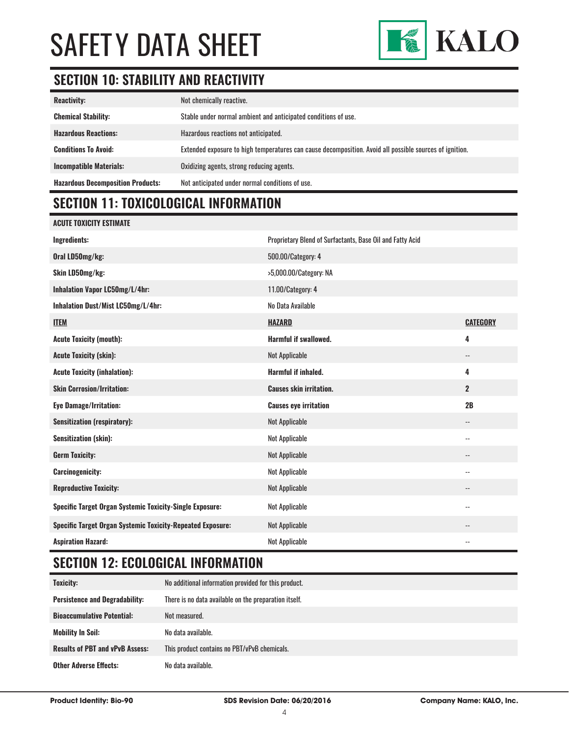## SECTION 10: STABILITY AND REACTIVITY

| | |
|---|---|
| **Reactivity:** | Not chemically reactive. |
| **Chemical Stability:** | Stable under normal ambient and anticipated conditions of use. |
| **Hazardous Reactions:** | Hazardous reactions not anticipated. |
| **Conditions To Avoid:** | Extended exposure to high temperatures can cause decomposition. Avoid all possible sources of ignition. |
| **Incompatible Materials:** | Oxidizing agents, strong reducing agents. |
| **Hazardous Decomposition Products:** | Not anticipated under normal conditions of use. |

## SECTION 11: TOXICOLOGICAL INFORMATION

| **ACUTE TOXICITY ESTIMATE** | | |
|---|---|---|
| **Ingredients:** | Proprietary Blend of Surfactants, Base Oil and Fatty Acid | |
| **Oral LD50mg/kg:** | 500.00/Category: 4 | |
| **Skin LD50mg/kg:** | >5,000.00/Category: NA | |
| **Inhalation Vapor LC50mg/L/4hr:** | 11.00/Category: 4 | |
| **Inhalation Dust/Mist LC50mg/L/4hr:** | No Data Available | |
| **ITEM** | **HAZARD** | **CATEGORY** |
| **Acute Toxicity (mouth):** | **Harmful if swallowed.** | **4** |
| **Acute Toxicity (skin):** | Not Applicable | -- |
| **Acute Toxicity (inhalation):** | **Harmful if inhaled.** | **4** |
| **Skin Corrosion/Irritation:** | **Causes skin irritation.** | **2** |
| **Eye Damage/Irritation:** | **Causes eye irritation** | **2B** |
| **Sensitization (respiratory):** | Not Applicable | -- |
| **Sensitization (skin):** | Not Applicable | -- |
| **Germ Toxicity:** | Not Applicable | -- |
| **Carcinogenicity:** | Not Applicable | -- |
| **Reproductive Toxicity:** | Not Applicable | -- |
| **Specific Target Organ Systemic Toxicity-Single Exposure:** | Not Applicable | -- |
| **Specific Target Organ Systemic Toxicity-Repeated Exposure:** | Not Applicable | -- |
| **Aspiration Hazard:** | Not Applicable | -- |

## SECTION 12: ECOLOGICAL INFORMATION

| | |
|---|---|
| **Toxicity:** | No additional information provided for this product. |
| **Persistence and Degradability:** | There is no data available on the preparation itself. |
| **Bioaccumulative Potential:** | Not measured. |
| **Mobility In Soil:** | No data available. |
| **Results of PBT and vPvB Assess:** | This product contains no PBT/vPvB chemicals. |
| **Other Adverse Effects:** | No data available. |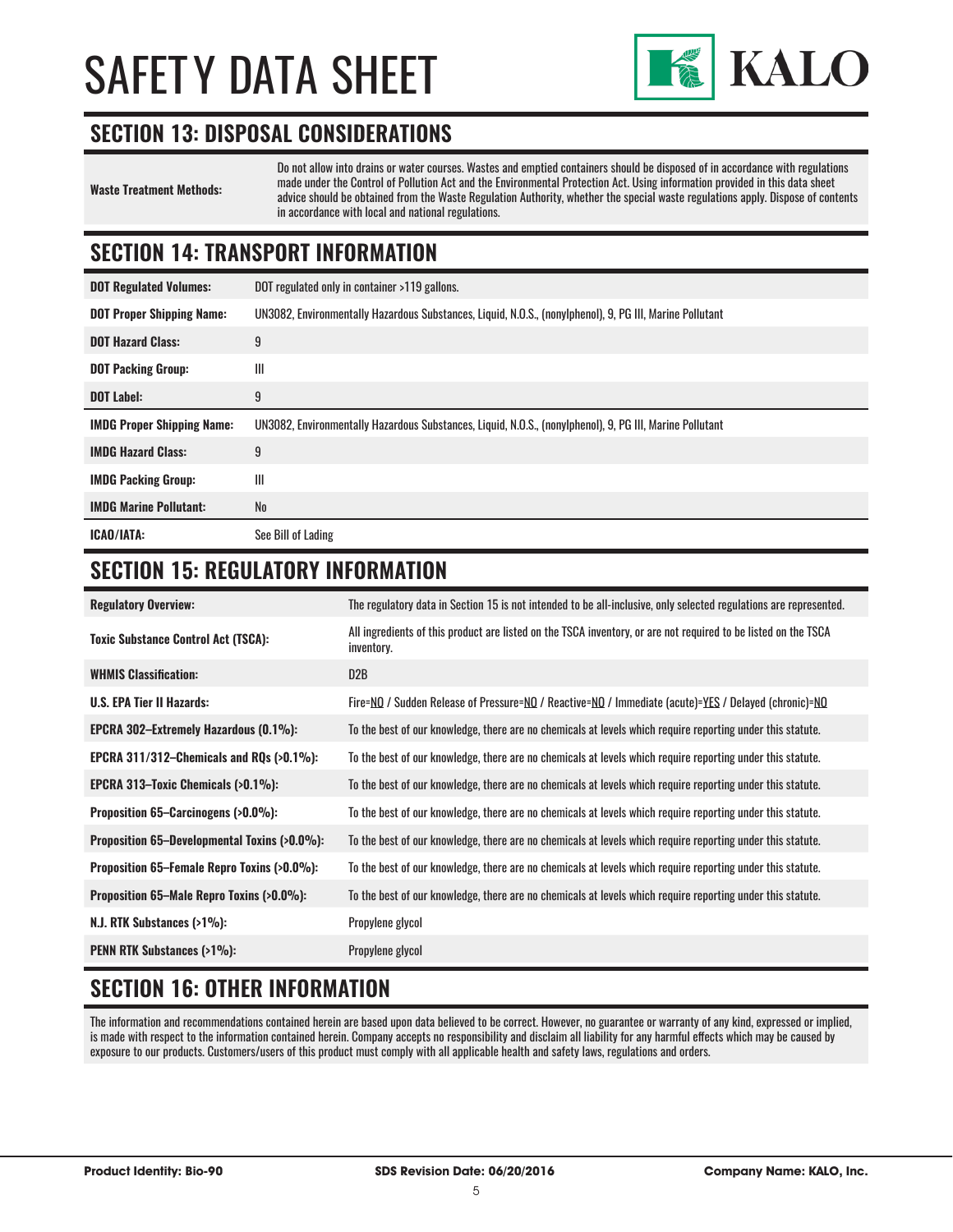## SECTION 13: DISPOSAL CONSIDERATIONS

| | |
|---|---|
| **Waste Treatment Methods:** | Do not allow into drains or water courses. Wastes and emptied containers should be disposed of in accordance with regulations made under the Control of Pollution Act and the Environmental Protection Act. Using information provided in this data sheet advice should be obtained from the Waste Regulation Authority, whether the special waste regulations apply. Dispose of contents in accordance with local and national regulations. |

## SECTION 14: TRANSPORT INFORMATION

| | |
|---|---|
| **DOT Regulated Volumes:** | DOT regulated only in container >119 gallons. |
| **DOT Proper Shipping Name:** | UN3082, Environmentally Hazardous Substances, Liquid, N.O.S., (nonylphenol), 9, PG III, Marine Pollutant |
| **DOT Hazard Class:** | 9 |
| **DOT Packing Group:** | III |
| **DOT Label:** | 9 |
| **IMDG Proper Shipping Name:** | UN3082, Environmentally Hazardous Substances, Liquid, N.O.S., (nonylphenol), 9, PG III, Marine Pollutant |
| **IMDG Hazard Class:** | 9 |
| **IMDG Packing Group:** | III |
| **IMDG Marine Pollutant:** | No |
| **ICAO/IATA:** | See Bill of Lading |

## SECTION 15: REGULATORY INFORMATION

| | |
|---|---|
| **Regulatory Overview:** | The regulatory data in Section 15 is not intended to be all-inclusive, only selected regulations are represented. |
| **Toxic Substance Control Act (TSCA):** | All ingredients of this product are listed on the TSCA inventory, or are not required to be listed on the TSCA inventory. |
| **WHMIS Classification:** | D2B |
| **U.S. EPA Tier II Hazards:** | Fire=NO / Sudden Release of Pressure=NO / Reactive=NO / Immediate (acute)=YES / Delayed (chronic)=NO |
| **EPCRA 302–Extremely Hazardous (0.1%):** | To the best of our knowledge, there are no chemicals at levels which require reporting under this statute. |
| **EPCRA 311/312–Chemicals and RQs (>0.1%):** | To the best of our knowledge, there are no chemicals at levels which require reporting under this statute. |
| **EPCRA 313–Toxic Chemicals (>0.1%):** | To the best of our knowledge, there are no chemicals at levels which require reporting under this statute. |
| **Proposition 65–Carcinogens (>0.0%):** | To the best of our knowledge, there are no chemicals at levels which require reporting under this statute. |
| **Proposition 65–Developmental Toxins (>0.0%):** | To the best of our knowledge, there are no chemicals at levels which require reporting under this statute. |
| **Proposition 65–Female Repro Toxins (>0.0%):** | To the best of our knowledge, there are no chemicals at levels which require reporting under this statute. |
| **Proposition 65–Male Repro Toxins (>0.0%):** | To the best of our knowledge, there are no chemicals at levels which require reporting under this statute. |
| **N.J. RTK Substances (>1%):** | Propylene glycol |
| **PENN RTK Substances (>1%):** | Propylene glycol |

## SECTION 16: OTHER INFORMATION

The information and recommendations contained herein are based upon data believed to be correct. However, no guarantee or warranty of any kind, expressed or implied, is made with respect to the information contained herein. Company accepts no responsibility and disclaim all liability for any harmful effects which may be caused by exposure to our products. Customers/users of this product must comply with all applicable health and safety laws, regulations and orders.